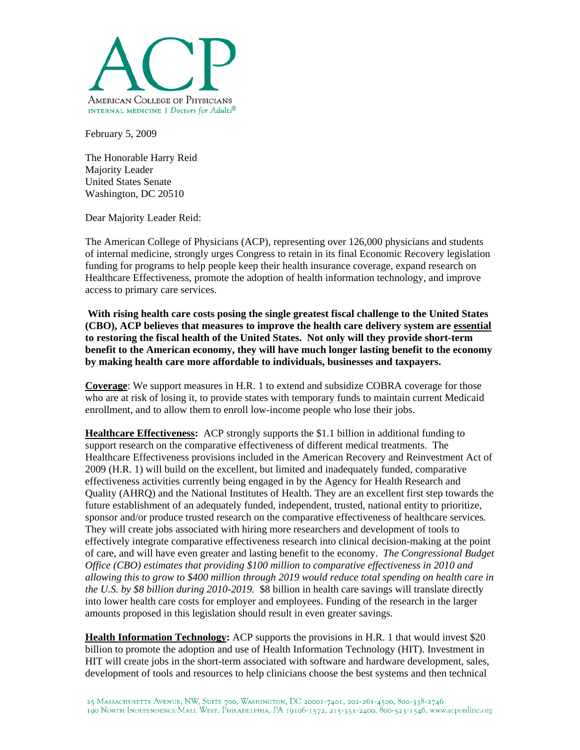AMERICAN COLLEGE OF PHYSICIANS
INTERNAL MEDICINE | *Doctors for Adults®*

February 5, 2009

The Honorable Harry Reid
Majority Leader
United States Senate
Washington, DC 20510

Dear Majority Leader Reid:

The American College of Physicians (ACP), representing over 126,000 physicians and students of internal medicine, strongly urges Congress to retain in its final Economic Recovery legislation funding for programs to help people keep their health insurance coverage, expand research on Healthcare Effectiveness, promote the adoption of health information technology, and improve access to primary care services.

**With rising health care costs posing the single greatest fiscal challenge to the United States (CBO), ACP believes that measures to improve the health care delivery system are <u>essential</u> to restoring the fiscal health of the United States. Not only will they provide short-term benefit to the American economy, they will have much longer lasting benefit to the economy by making health care more affordable to individuals, businesses and taxpayers.**

**<u>Coverage</u>**: We support measures in H.R. 1 to extend and subsidize COBRA coverage for those who are at risk of losing it, to provide states with temporary funds to maintain current Medicaid enrollment, and to allow them to enroll low-income people who lose their jobs.

**<u>Healthcare Effectiveness</u>:** ACP strongly supports the $1.1 billion in additional funding to support research on the comparative effectiveness of different medical treatments. The Healthcare Effectiveness provisions included in the American Recovery and Reinvestment Act of 2009 (H.R. 1) will build on the excellent, but limited and inadequately funded, comparative effectiveness activities currently being engaged in by the Agency for Health Research and Quality (AHRQ) and the National Institutes of Health. They are an excellent first step towards the future establishment of an adequately funded, independent, trusted, national entity to prioritize, sponsor and/or produce trusted research on the comparative effectiveness of healthcare services. They will create jobs associated with hiring more researchers and development of tools to effectively integrate comparative effectiveness research into clinical decision-making at the point of care, and will have even greater and lasting benefit to the economy. *The Congressional Budget Office (CBO) estimates that providing $100 million to comparative effectiveness in 2010 and allowing this to grow to $400 million through 2019 would reduce total spending on health care in the U.S. by $8 billion during 2010-2019.* $8 billion in health care savings will translate directly into lower health care costs for employer and employees. Funding of the research in the larger amounts proposed in this legislation should result in even greater savings.

**<u>Health Information Technology</u>:** ACP supports the provisions in H.R. 1 that would invest $20 billion to promote the adoption and use of Health Information Technology (HIT). Investment in HIT will create jobs in the short-term associated with software and hardware development, sales, development of tools and resources to help clinicians choose the best systems and then technical

25 Massachusetts Avenue, NW, Suite 700, Washington, DC 20001-7401, 202-261-4500, 800-338-2746
190 North Independence Mall West, Philadelphia, PA 19106-1572, 215-351-2400, 800-523-1546, www.acponline.org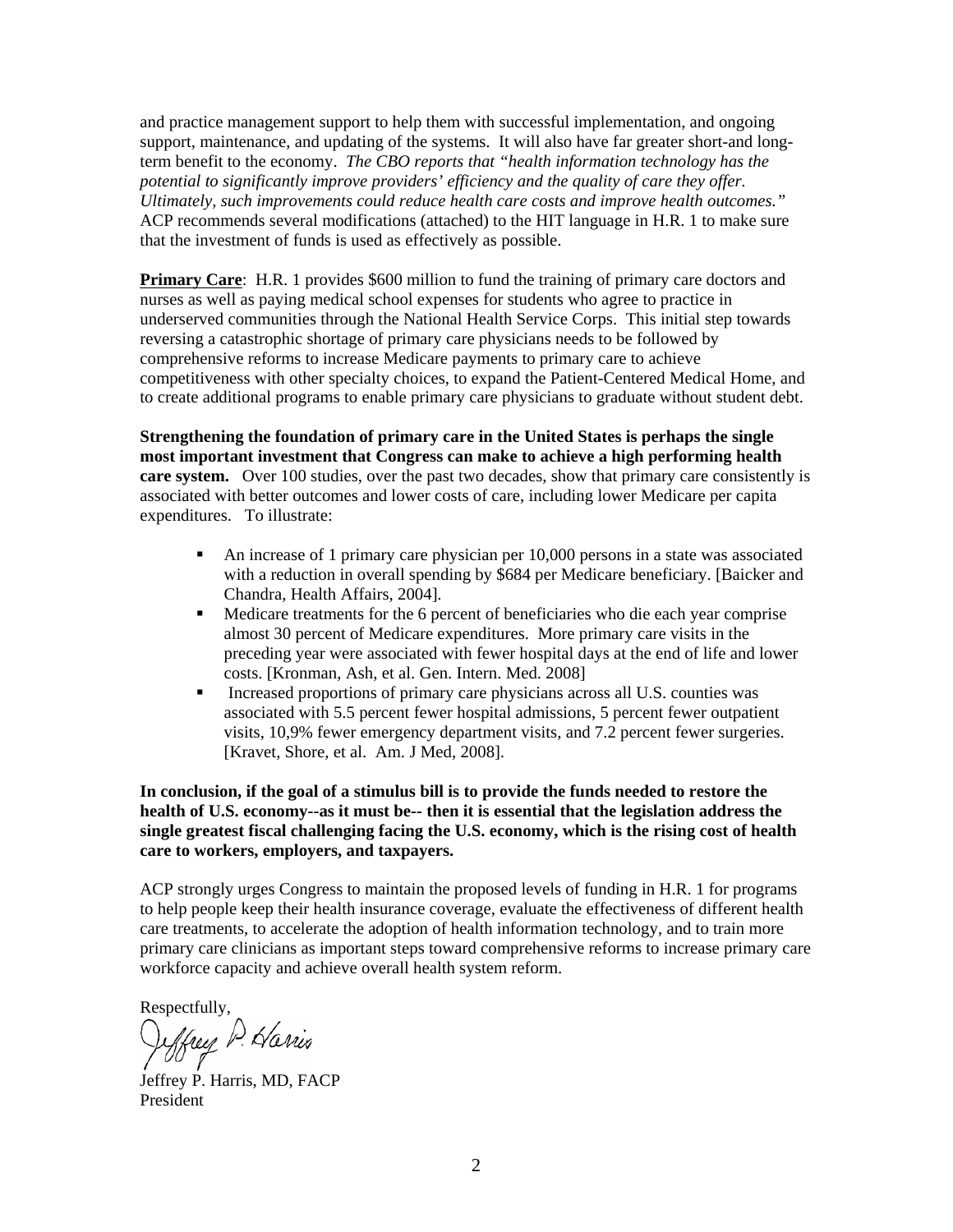and practice management support to help them with successful implementation, and ongoing support, maintenance, and updating of the systems. It will also have far greater short-and long-term benefit to the economy. *The CBO reports that "health information technology has the potential to significantly improve providers' efficiency and the quality of care they offer. Ultimately, such improvements could reduce health care costs and improve health outcomes."* ACP recommends several modifications (attached) to the HIT language in H.R. 1 to make sure that the investment of funds is used as effectively as possible.

**Primary Care**: H.R. 1 provides $600 million to fund the training of primary care doctors and nurses as well as paying medical school expenses for students who agree to practice in underserved communities through the National Health Service Corps. This initial step towards reversing a catastrophic shortage of primary care physicians needs to be followed by comprehensive reforms to increase Medicare payments to primary care to achieve competitiveness with other specialty choices, to expand the Patient-Centered Medical Home, and to create additional programs to enable primary care physicians to graduate without student debt.

**Strengthening the foundation of primary care in the United States is perhaps the single most important investment that Congress can make to achieve a high performing health care system.** Over 100 studies, over the past two decades, show that primary care consistently is associated with better outcomes and lower costs of care, including lower Medicare per capita expenditures. To illustrate:

- An increase of 1 primary care physician per 10,000 persons in a state was associated with a reduction in overall spending by $684 per Medicare beneficiary. [Baicker and Chandra, Health Affairs, 2004].
- Medicare treatments for the 6 percent of beneficiaries who die each year comprise almost 30 percent of Medicare expenditures. More primary care visits in the preceding year were associated with fewer hospital days at the end of life and lower costs. [Kronman, Ash, et al. Gen. Intern. Med. 2008]
- Increased proportions of primary care physicians across all U.S. counties was associated with 5.5 percent fewer hospital admissions, 5 percent fewer outpatient visits, 10,9% fewer emergency department visits, and 7.2 percent fewer surgeries. [Kravet, Shore, et al. Am. J Med, 2008].

**In conclusion, if the goal of a stimulus bill is to provide the funds needed to restore the health of U.S. economy--as it must be-- then it is essential that the legislation address the single greatest fiscal challenging facing the U.S. economy, which is the rising cost of health care to workers, employers, and taxpayers.**

ACP strongly urges Congress to maintain the proposed levels of funding in H.R. 1 for programs to help people keep their health insurance coverage, evaluate the effectiveness of different health care treatments, to accelerate the adoption of health information technology, and to train more primary care clinicians as important steps toward comprehensive reforms to increase primary care workforce capacity and achieve overall health system reform.

Respectfully,

Jeffrey P. Harris, MD, FACP
President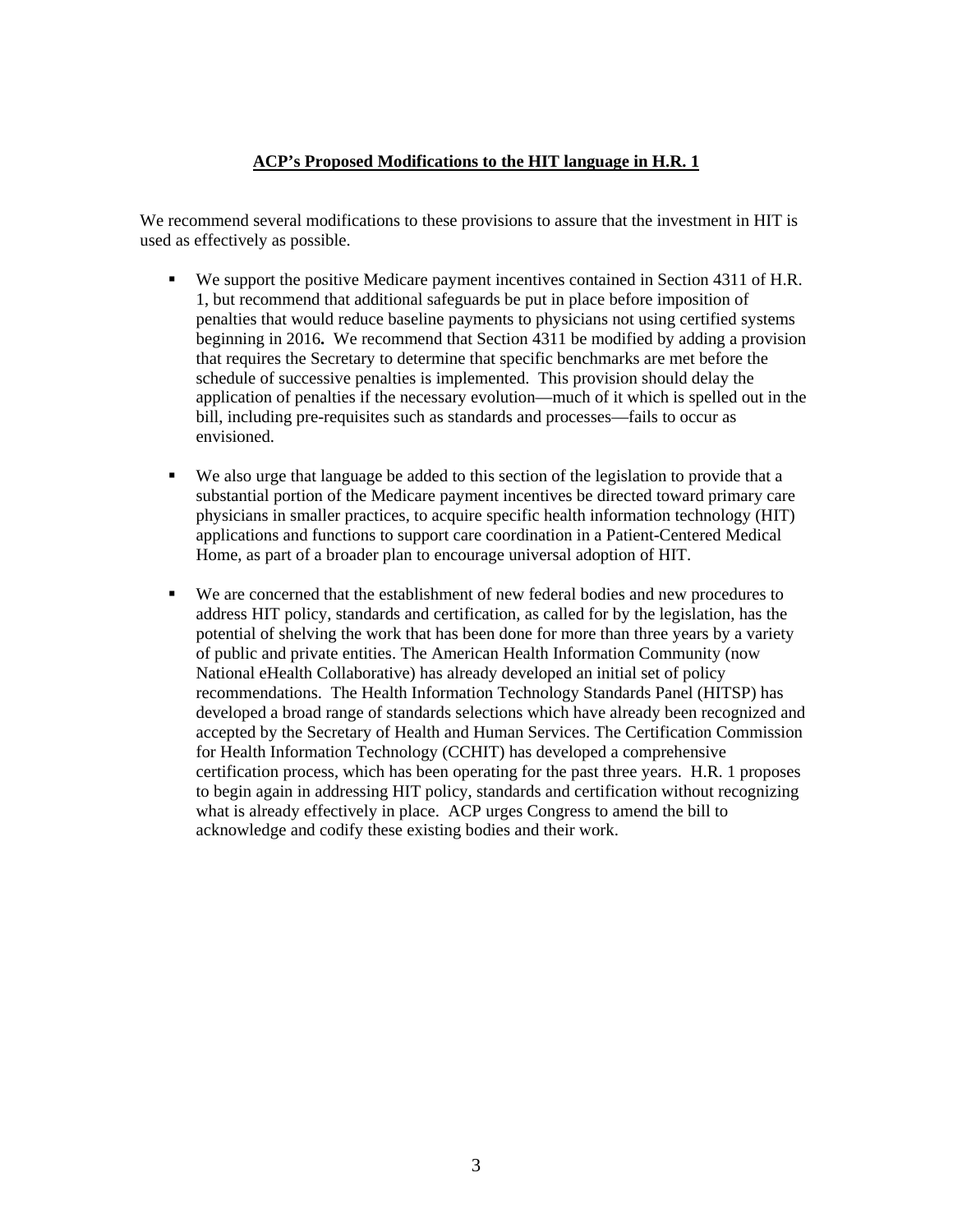## **ACP's Proposed Modifications to the HIT language in H.R. 1**

We recommend several modifications to these provisions to assure that the investment in HIT is used as effectively as possible.

- We support the positive Medicare payment incentives contained in Section 4311 of H.R. 1, but recommend that additional safeguards be put in place before imposition of penalties that would reduce baseline payments to physicians not using certified systems beginning in 2016**.** We recommend that Section 4311 be modified by adding a provision that requires the Secretary to determine that specific benchmarks are met before the schedule of successive penalties is implemented. This provision should delay the application of penalties if the necessary evolution—much of it which is spelled out in the bill, including pre-requisites such as standards and processes—fails to occur as envisioned.

- We also urge that language be added to this section of the legislation to provide that a substantial portion of the Medicare payment incentives be directed toward primary care physicians in smaller practices, to acquire specific health information technology (HIT) applications and functions to support care coordination in a Patient-Centered Medical Home, as part of a broader plan to encourage universal adoption of HIT.

- We are concerned that the establishment of new federal bodies and new procedures to address HIT policy, standards and certification, as called for by the legislation, has the potential of shelving the work that has been done for more than three years by a variety of public and private entities. The American Health Information Community (now National eHealth Collaborative) has already developed an initial set of policy recommendations. The Health Information Technology Standards Panel (HITSP) has developed a broad range of standards selections which have already been recognized and accepted by the Secretary of Health and Human Services. The Certification Commission for Health Information Technology (CCHIT) has developed a comprehensive certification process, which has been operating for the past three years. H.R. 1 proposes to begin again in addressing HIT policy, standards and certification without recognizing what is already effectively in place. ACP urges Congress to amend the bill to acknowledge and codify these existing bodies and their work.